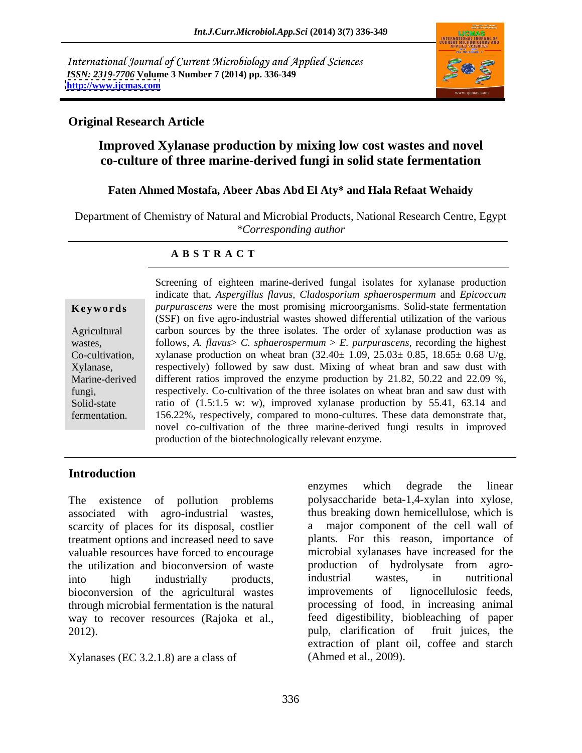International Journal of Current Microbiology and Applied Sciences
*ISSN: 2319-7706* **Volume 3 Number 7 (2014) pp. 336-349**
**http://www.ijcmas.com**

**Original Research Article**

# Improved Xylanase production by mixing low cost wastes and novel co-culture of three marine-derived fungi in solid state fermentation

**Faten Ahmed Mostafa, Abeer Abas Abd El Aty\* and Hala Refaat Wehaidy**

Department of Chemistry of Natural and Microbial Products, National Research Centre, Egypt
*\*Corresponding author*

## A B S T R A C T

**Keywords**

Agricultural wastes, Co-cultivation, Xylanase, Marine-derived fungi, Solid-state fermentation.

Screening of eighteen marine-derived fungal isolates for xylanase production indicate that, *Aspergillus flavus*, *Cladosporium sphaerospermum* and *Epicoccum purpurascens* were the most promising microorganisms. Solid-state fermentation (SSF) on five agro-industrial wastes showed differential utilization of the various carbon sources by the three isolates. The order of xylanase production was as follows, *A. flavus*> *C. sphaerospermum* > *E. purpurascens*, recording the highest xylanase production on wheat bran (32.40± 1.09, 25.03± 0.85, 18.65± 0.68 U/g, respectively) followed by saw dust. Mixing of wheat bran and saw dust with different ratios improved the enzyme production by 21.82, 50.22 and 22.09 %, respectively. Co-cultivation of the three isolates on wheat bran and saw dust with ratio of (1.5:1.5 w: w), improved xylanase production by 55.41, 63.14 and 156.22%, respectively, compared to mono-cultures. These data demonstrate that, novel co-cultivation of the three marine-derived fungi results in improved production of the biotechnologically relevant enzyme.

## Introduction

The existence of pollution problems associated with agro-industrial wastes, scarcity of places for its disposal, costlier treatment options and increased need to save valuable resources have forced to encourage the utilization and bioconversion of waste into high industrially products, bioconversion of the agricultural wastes through microbial fermentation is the natural way to recover resources (Rajoka et al., 2012).

Xylanases (EC 3.2.1.8) are a class of enzymes which degrade the linear polysaccharide beta-1,4-xylan into xylose, thus breaking down hemicellulose, which is a major component of the cell wall of plants. For this reason, importance of microbial xylanases have increased for the production of hydrolysate from agro-industrial wastes, in nutritional improvements of lignocellulosic feeds, processing of food, in increasing animal feed digestibility, biobleaching of paper pulp, clarification of fruit juices, the extraction of plant oil, coffee and starch (Ahmed et al., 2009).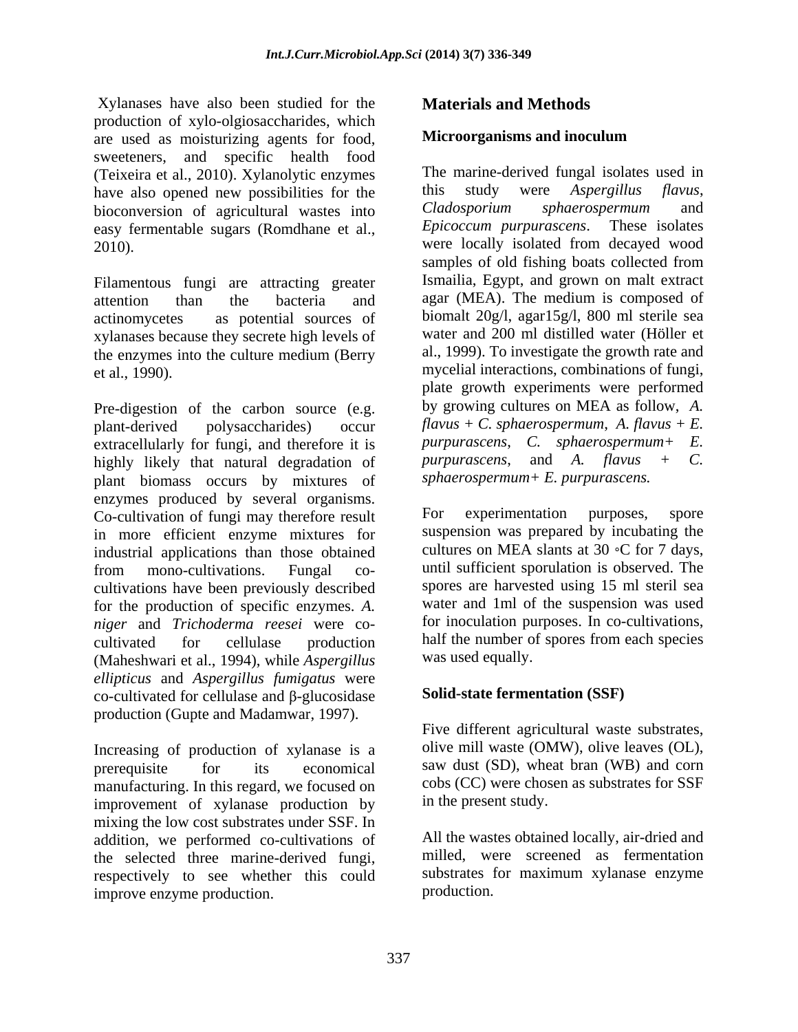Xylanases have also been studied for the production of xylo-olgiosaccharides, which are used as moisturizing agents for food, sweeteners, and specific health food (Teixeira et al., 2010). Xylanolytic enzymes have also opened new possibilities for the bioconversion of agricultural wastes into easy fermentable sugars (Romdhane et al., 2010).

Filamentous fungi are attracting greater attention than the bacteria and actinomycetes as potential sources of xylanases because they secrete high levels of the enzymes into the culture medium (Berry et al., 1990).

Pre-digestion of the carbon source (e.g. plant-derived polysaccharides) occur extracellularly for fungi, and therefore it is highly likely that natural degradation of plant biomass occurs by mixtures of enzymes produced by several organisms. Co-cultivation of fungi may therefore result in more efficient enzyme mixtures for industrial applications than those obtained from mono-cultivations. Fungal co-cultivations have been previously described for the production of specific enzymes. *A. niger* and *Trichoderma reesei* were co-cultivated for cellulase production (Maheshwari et al., 1994), while *Aspergillus ellipticus* and *Aspergillus fumigatus* were co-cultivated for cellulase and β-glucosidase production (Gupte and Madamwar, 1997).

Increasing of production of xylanase is a prerequisite for its economical manufacturing. In this regard, we focused on improvement of xylanase production by mixing the low cost substrates under SSF. In addition, we performed co-cultivations of the selected three marine-derived fungi, respectively to see whether this could improve enzyme production.

## Materials and Methods

### Microorganisms and inoculum

The marine-derived fungal isolates used in this study were *Aspergillus flavus*, *Cladosporium sphaerospermum* and *Epicoccum purpurascens*. These isolates were locally isolated from decayed wood samples of old fishing boats collected from Ismailia, Egypt, and grown on malt extract agar (MEA). The medium is composed of biomalt 20g/l, agar15g/l, 800 ml sterile sea water and 200 ml distilled water (Höller et al., 1999). To investigate the growth rate and mycelial interactions, combinations of fungi, plate growth experiments were performed by growing cultures on MEA as follow, *A. flavus* + *C. sphaerospermum*, *A. flavus* + *E. purpurascens*, *C. sphaerospermum*+ *E. purpurascens*, and *A. flavus* + *C. sphaerospermum*+ *E. purpurascens.*

For experimentation purposes, spore suspension was prepared by incubating the cultures on MEA slants at 30 ◦C for 7 days, until sufficient sporulation is observed. The spores are harvested using 15 ml steril sea water and 1ml of the suspension was used for inoculation purposes. In co-cultivations, half the number of spores from each species was used equally.

### Solid-state fermentation (SSF)

Five different agricultural waste substrates, olive mill waste (OMW), olive leaves (OL), saw dust (SD), wheat bran (WB) and corn cobs (CC) were chosen as substrates for SSF in the present study.

All the wastes obtained locally, air-dried and milled, were screened as fermentation substrates for maximum xylanase enzyme production.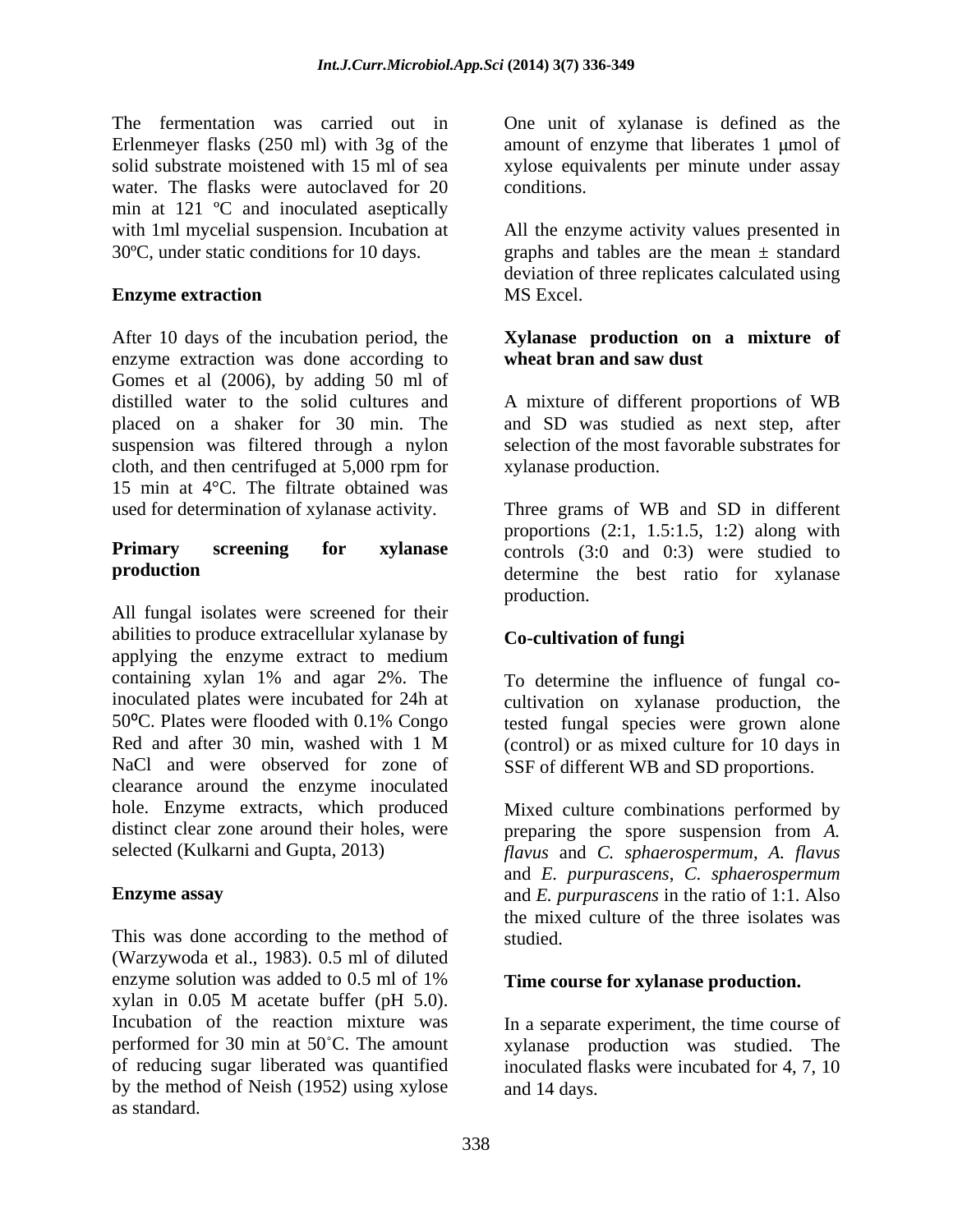The fermentation was carried out in Erlenmeyer flasks (250 ml) with 3g of the solid substrate moistened with 15 ml of sea water. The flasks were autoclaved for 20 min at 121 ºC and inoculated aseptically with 1ml mycelial suspension. Incubation at 30ºC, under static conditions for 10 days.

**Enzyme extraction**

After 10 days of the incubation period, the enzyme extraction was done according to Gomes et al (2006), by adding 50 ml of distilled water to the solid cultures and placed on a shaker for 30 min. The suspension was filtered through a nylon cloth, and then centrifuged at 5,000 rpm for 15 min at 4°C. The filtrate obtained was used for determination of xylanase activity.

**Primary screening for xylanase production**

All fungal isolates were screened for their abilities to produce extracellular xylanase by applying the enzyme extract to medium containing xylan 1% and agar 2%. The inoculated plates were incubated for 24h at 50⁰C. Plates were flooded with 0.1% Congo Red and after 30 min, washed with 1 M NaCl and were observed for zone of clearance around the enzyme inoculated hole. Enzyme extracts, which produced distinct clear zone around their holes, were selected (Kulkarni and Gupta, 2013)

**Enzyme assay**

This was done according to the method of (Warzywoda et al., 1983). 0.5 ml of diluted enzyme solution was added to 0.5 ml of 1% xylan in 0.05 M acetate buffer (pH 5.0). Incubation of the reaction mixture was performed for 30 min at 50˚C. The amount of reducing sugar liberated was quantified by the method of Neish (1952) using xylose as standard.

One unit of xylanase is defined as the amount of enzyme that liberates 1 µmol of xylose equivalents per minute under assay conditions.

All the enzyme activity values presented in graphs and tables are the mean ± standard deviation of three replicates calculated using MS Excel.

**Xylanase production on a mixture of wheat bran and saw dust**

A mixture of different proportions of WB and SD was studied as next step, after selection of the most favorable substrates for xylanase production.

Three grams of WB and SD in different proportions (2:1, 1.5:1.5, 1:2) along with controls (3:0 and 0:3) were studied to determine the best ratio for xylanase production.

**Co-cultivation of fungi**

To determine the influence of fungal co-cultivation on xylanase production, the tested fungal species were grown alone (control) or as mixed culture for 10 days in SSF of different WB and SD proportions.

Mixed culture combinations performed by preparing the spore suspension from *A. flavus* and *C. sphaerospermum*, *A. flavus* and *E. purpurascens*, *C. sphaerospermum* and *E. purpurascens* in the ratio of 1:1. Also the mixed culture of the three isolates was studied.

**Time course for xylanase production.**

In a separate experiment, the time course of xylanase production was studied. The inoculated flasks were incubated for 4, 7, 10 and 14 days.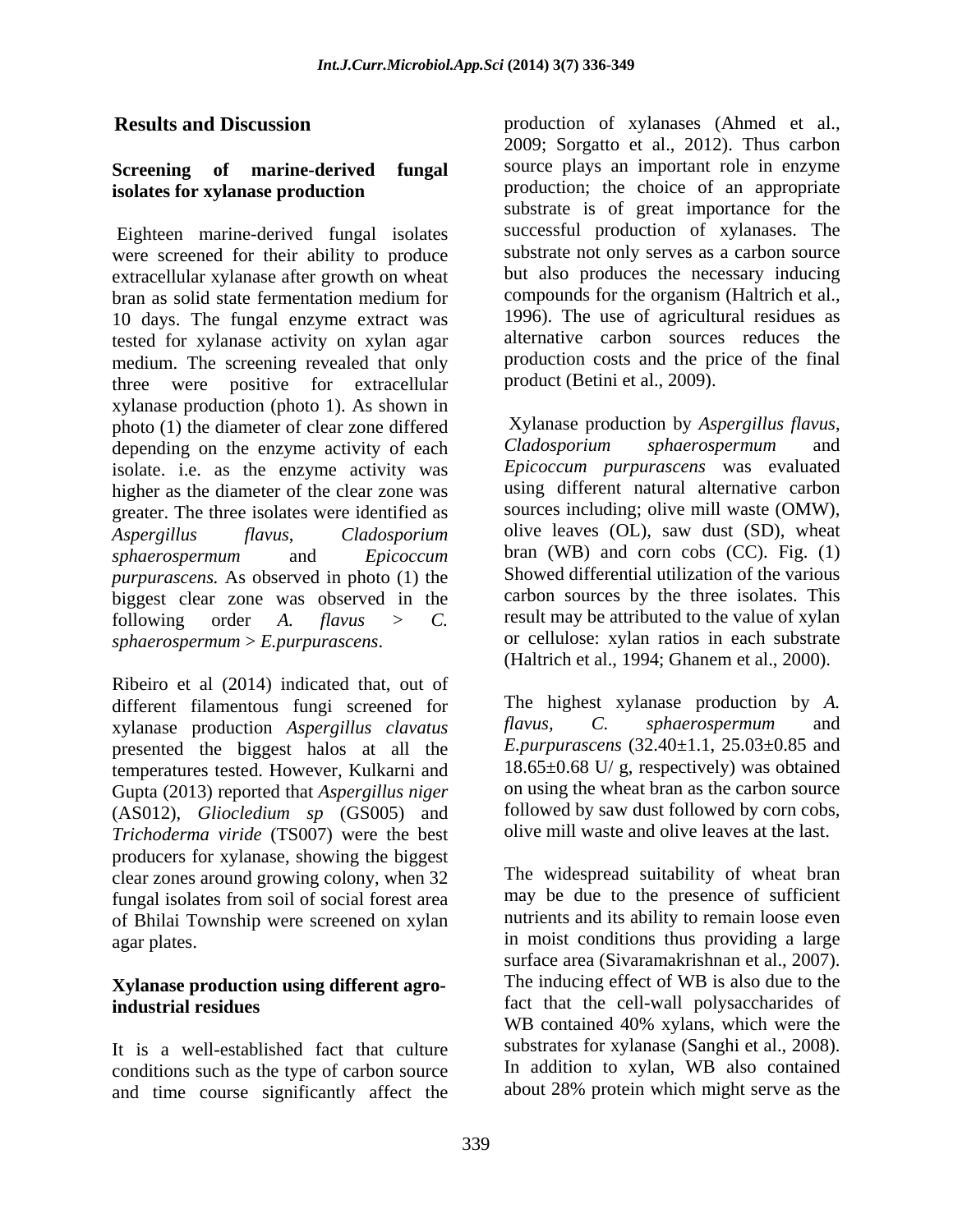## Results and Discussion

### Screening of marine-derived fungal isolates for xylanase production

Eighteen marine-derived fungal isolates were screened for their ability to produce extracellular xylanase after growth on wheat bran as solid state fermentation medium for 10 days. The fungal enzyme extract was tested for xylanase activity on xylan agar medium. The screening revealed that only three were positive for extracellular xylanase production (photo 1). As shown in photo (1) the diameter of clear zone differed depending on the enzyme activity of each isolate. i.e. as the enzyme activity was higher as the diameter of the clear zone was greater. The three isolates were identified as *Aspergillus flavus*, *Cladosporium sphaerospermum* and *Epicoccum purpurascens.* As observed in photo (1) the biggest clear zone was observed in the following order *A. flavus* > *C. sphaerospermum* > *E.purpurascens*.

Ribeiro et al (2014) indicated that, out of different filamentous fungi screened for xylanase production *Aspergillus clavatus* presented the biggest halos at all the temperatures tested. However, Kulkarni and Gupta (2013) reported that *Aspergillus niger* (AS012), *Gliocledium sp* (GS005) and *Trichoderma viride* (TS007) were the best producers for xylanase, showing the biggest clear zones around growing colony, when 32 fungal isolates from soil of social forest area of Bhilai Township were screened on xylan agar plates.

### Xylanase production using different agro-industrial residues

It is a well-established fact that culture conditions such as the type of carbon source and time course significantly affect the production of xylanases (Ahmed et al., 2009; Sorgatto et al., 2012). Thus carbon source plays an important role in enzyme production; the choice of an appropriate substrate is of great importance for the successful production of xylanases. The substrate not only serves as a carbon source but also produces the necessary inducing compounds for the organism (Haltrich et al., 1996). The use of agricultural residues as alternative carbon sources reduces the production costs and the price of the final product (Betini et al., 2009).

Xylanase production by *Aspergillus flavus*, *Cladosporium sphaerospermum* and *Epicoccum purpurascens* was evaluated using different natural alternative carbon sources including; olive mill waste (OMW), olive leaves (OL), saw dust (SD), wheat bran (WB) and corn cobs (CC). Fig. (1) Showed differential utilization of the various carbon sources by the three isolates. This result may be attributed to the value of xylan or cellulose: xylan ratios in each substrate (Haltrich et al., 1994; Ghanem et al., 2000).

The highest xylanase production by *A. flavus*, *C. sphaerospermum* and *E.purpurascens* (32.40±1.1, 25.03±0.85 and 18.65±0.68 U/ g, respectively) was obtained on using the wheat bran as the carbon source followed by saw dust followed by corn cobs, olive mill waste and olive leaves at the last.

The widespread suitability of wheat bran may be due to the presence of sufficient nutrients and its ability to remain loose even in moist conditions thus providing a large surface area (Sivaramakrishnan et al., 2007). The inducing effect of WB is also due to the fact that the cell-wall polysaccharides of WB contained 40% xylans, which were the substrates for xylanase (Sanghi et al., 2008). In addition to xylan, WB also contained about 28% protein which might serve as the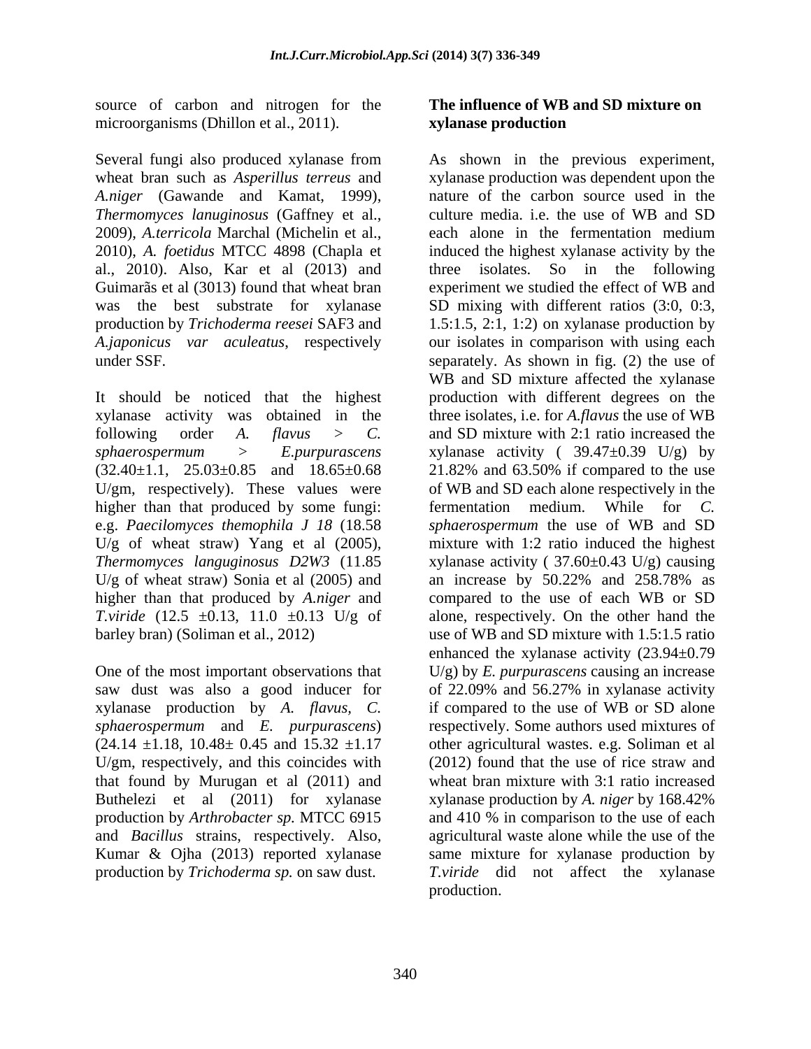source of carbon and nitrogen for the microorganisms (Dhillon et al., 2011).

Several fungi also produced xylanase from wheat bran such as *Asperillus terreus* and *A.niger* (Gawande and Kamat, 1999), *Thermomyces lanuginosus* (Gaffney et al., 2009), *A.terricola* Marchal (Michelin et al., 2010), *A. foetidus* MTCC 4898 (Chapla et al., 2010). Also, Kar et al (2013) and Guimarãs et al (3013) found that wheat bran was the best substrate for xylanase production by *Trichoderma reesei* SAF3 and *A.japonicus var aculeatus*, respectively under SSF.

It should be noticed that the highest xylanase activity was obtained in the following order *A. flavus* > *C. sphaerospermum* > *E.purpurascens* (32.40±1.1, 25.03±0.85 and 18.65±0.68 U/gm, respectively). These values were higher than that produced by some fungi: e.g. *Paecilomyces themophila J 18* (18.58 U/g of wheat straw) Yang et al (2005), *Thermomyces languginosus D2W3* (11.85 U/g of wheat straw) Sonia et al (2005) and higher than that produced by *A.niger* and *T.viride* (12.5 ±0.13, 11.0 ±0.13 U/g of barley bran) (Soliman et al., 2012)

One of the most important observations that saw dust was also a good inducer for xylanase production by *A. flavus*, *C. sphaerospermum* and *E. purpurascens*) (24.14 ±1.18, 10.48± 0.45 and 15.32 ±1.17 U/gm, respectively, and this coincides with that found by Murugan et al (2011) and Buthelezi et al (2011) for xylanase production by *Arthrobacter sp.* MTCC 6915 and *Bacillus* strains, respectively. Also, Kumar & Ojha (2013) reported xylanase production by *Trichoderma sp.* on saw dust.

**The influence of WB and SD mixture on xylanase production**

As shown in the previous experiment, xylanase production was dependent upon the nature of the carbon source used in the culture media. i.e. the use of WB and SD each alone in the fermentation medium induced the highest xylanase activity by the three isolates. So in the following experiment we studied the effect of WB and SD mixing with different ratios (3:0, 0:3, 1.5:1.5, 2:1, 1:2) on xylanase production by our isolates in comparison with using each separately. As shown in fig. (2) the use of WB and SD mixture affected the xylanase production with different degrees on the three isolates, i.e. for *A.flavus* the use of WB and SD mixture with 2:1 ratio increased the xylanase activity ( 39.47±0.39 U/g) by 21.82% and 63.50% if compared to the use of WB and SD each alone respectively in the fermentation medium. While for *C. sphaerospermum* the use of WB and SD mixture with 1:2 ratio induced the highest xylanase activity ( 37.60±0.43 U/g) causing an increase by 50.22% and 258.78% as compared to the use of each WB or SD alone, respectively. On the other hand the use of WB and SD mixture with 1.5:1.5 ratio enhanced the xylanase activity (23.94±0.79 U/g) by *E. purpurascens* causing an increase of 22.09% and 56.27% in xylanase activity if compared to the use of WB or SD alone respectively. Some authors used mixtures of other agricultural wastes. e.g. Soliman et al (2012) found that the use of rice straw and wheat bran mixture with 3:1 ratio increased xylanase production by *A. niger* by 168.42% and 410 % in comparison to the use of each agricultural waste alone while the use of the same mixture for xylanase production by *T.viride* did not affect the xylanase production.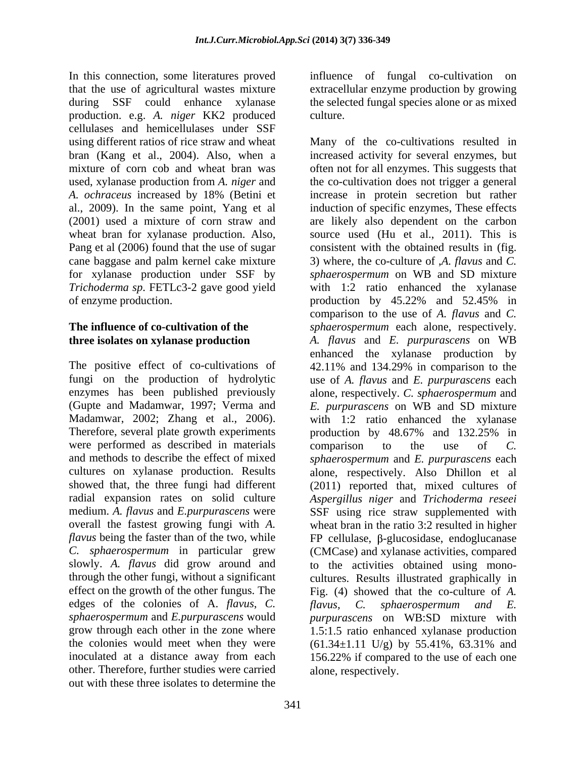In this connection, some literatures proved that the use of agricultural wastes mixture during SSF could enhance xylanase production. e.g. *A. niger* KK2 produced cellulases and hemicellulases under SSF using different ratios of rice straw and wheat bran (Kang et al., 2004). Also, when a mixture of corn cob and wheat bran was used, xylanase production from *A. niger* and *A. ochraceus* increased by 18% (Betini et al., 2009). In the same point, Yang et al (2001) used a mixture of corn straw and wheat bran for xylanase production. Also, Pang et al (2006) found that the use of sugar cane baggase and palm kernel cake mixture for xylanase production under SSF by *Trichoderma sp*. FETLc3-2 gave good yield of enzyme production.

**The influence of co-cultivation of the three isolates on xylanase production**

The positive effect of co-cultivations of fungi on the production of hydrolytic enzymes has been published previously (Gupte and Madamwar, 1997; Verma and Madamwar, 2002; Zhang et al., 2006). Therefore, several plate growth experiments were performed as described in materials and methods to describe the effect of mixed cultures on xylanase production. Results showed that, the three fungi had different radial expansion rates on solid culture medium. *A. flavus* and *E.purpurascens* were overall the fastest growing fungi with *A. flavus* being the faster than of the two, while *C. sphaerospermum* in particular grew slowly. *A. flavus* did grow around and through the other fungi, without a significant effect on the growth of the other fungus. The edges of the colonies of A. *flavus*, *C. sphaerospermum* and *E.purpurascens* would grow through each other in the zone where the colonies would meet when they were inoculated at a distance away from each other. Therefore, further studies were carried out with these three isolates to determine the influence of fungal co-cultivation on extracellular enzyme production by growing the selected fungal species alone or as mixed culture.

Many of the co-cultivations resulted in increased activity for several enzymes, but often not for all enzymes. This suggests that the co-cultivation does not trigger a general increase in protein secretion but rather induction of specific enzymes, These effects are likely also dependent on the carbon source used (Hu et al., 2011). This is consistent with the obtained results in (fig. 3) where, the co-culture of ,*A. flavus* and *C. sphaerospermum* on WB and SD mixture with 1:2 ratio enhanced the xylanase production by 45.22% and 52.45% in comparison to the use of *A. flavus* and *C. sphaerospermum* each alone, respectively. *A. flavus* and *E. purpurascens* on WB enhanced the xylanase production by 42.11% and 134.29% in comparison to the use of *A. flavus* and *E. purpurascens* each alone, respectively. *C. sphaerospermum* and *E. purpurascens* on WB and SD mixture with 1:2 ratio enhanced the xylanase production by 48.67% and 132.25% in comparison to the use of *C. sphaerospermum* and *E. purpurascens* each alone, respectively. Also Dhillon et al (2011) reported that, mixed cultures of *Aspergillus niger* and *Trichoderma reseei* SSF using rice straw supplemented with wheat bran in the ratio 3:2 resulted in higher FP cellulase, β-glucosidase, endoglucanase (CMCase) and xylanase activities, compared to the activities obtained using mono-cultures. Results illustrated graphically in Fig. (4) showed that the co-culture of *A. flavus, C. sphaerospermum and E. purpurascens* on WB:SD mixture with 1.5:1.5 ratio enhanced xylanase production ($61.34 \pm 1.11$ U/g) by 55.41%, 63.31% and 156.22% if compared to the use of each one alone, respectively.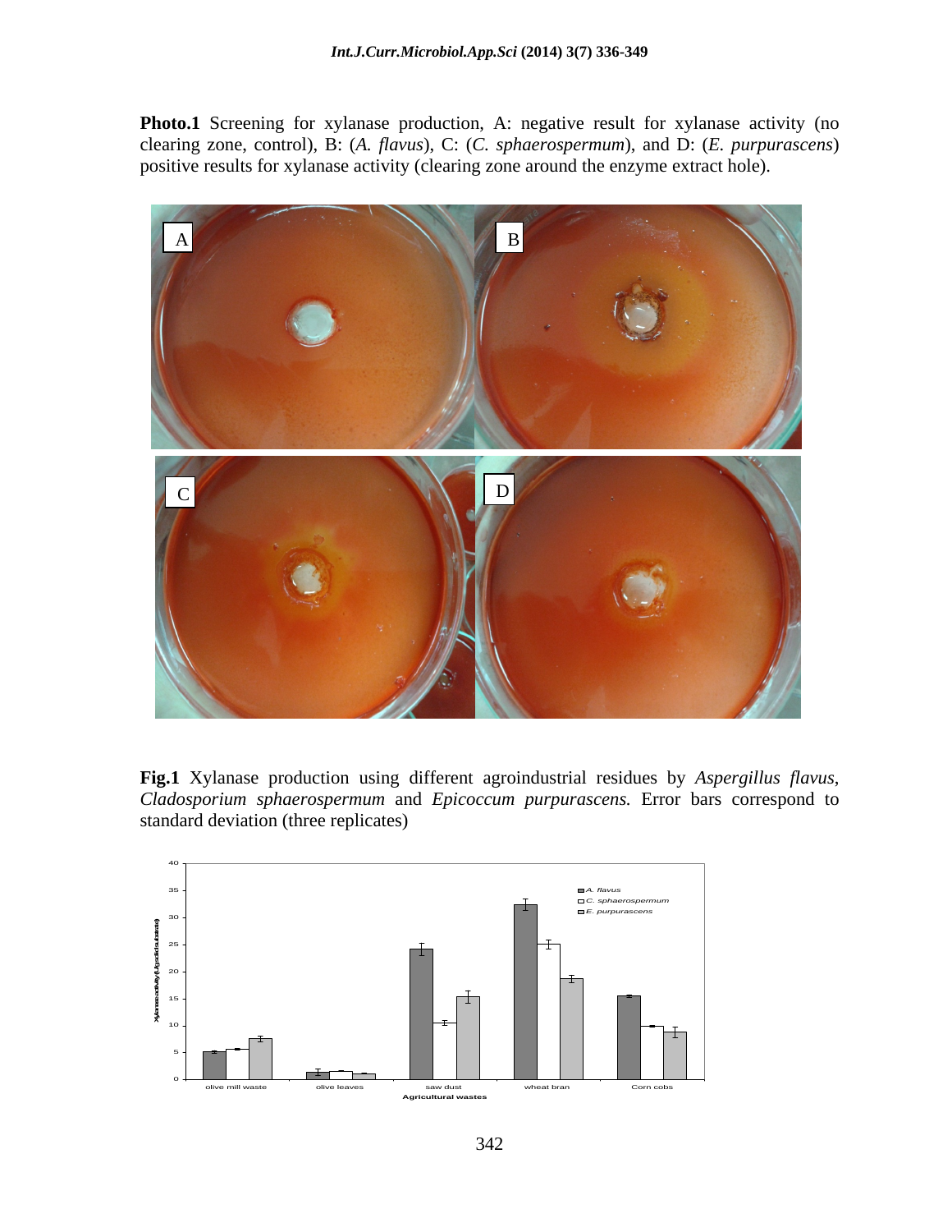**Photo.1** Screening for xylanase production, A: negative result for xylanase activity (no clearing zone, control), B: (*A. flavus*), C: (*C. sphaerospermum*), and D: (*E. purpurascens*) positive results for xylanase activity (clearing zone around the enzyme extract hole).

**Fig.1** Xylanase production using different agroindustrial residues by *Aspergillus flavus*, *Cladosporium sphaerospermum* and *Epicoccum purpurascens.* Error bars correspond to standard deviation (three replicates)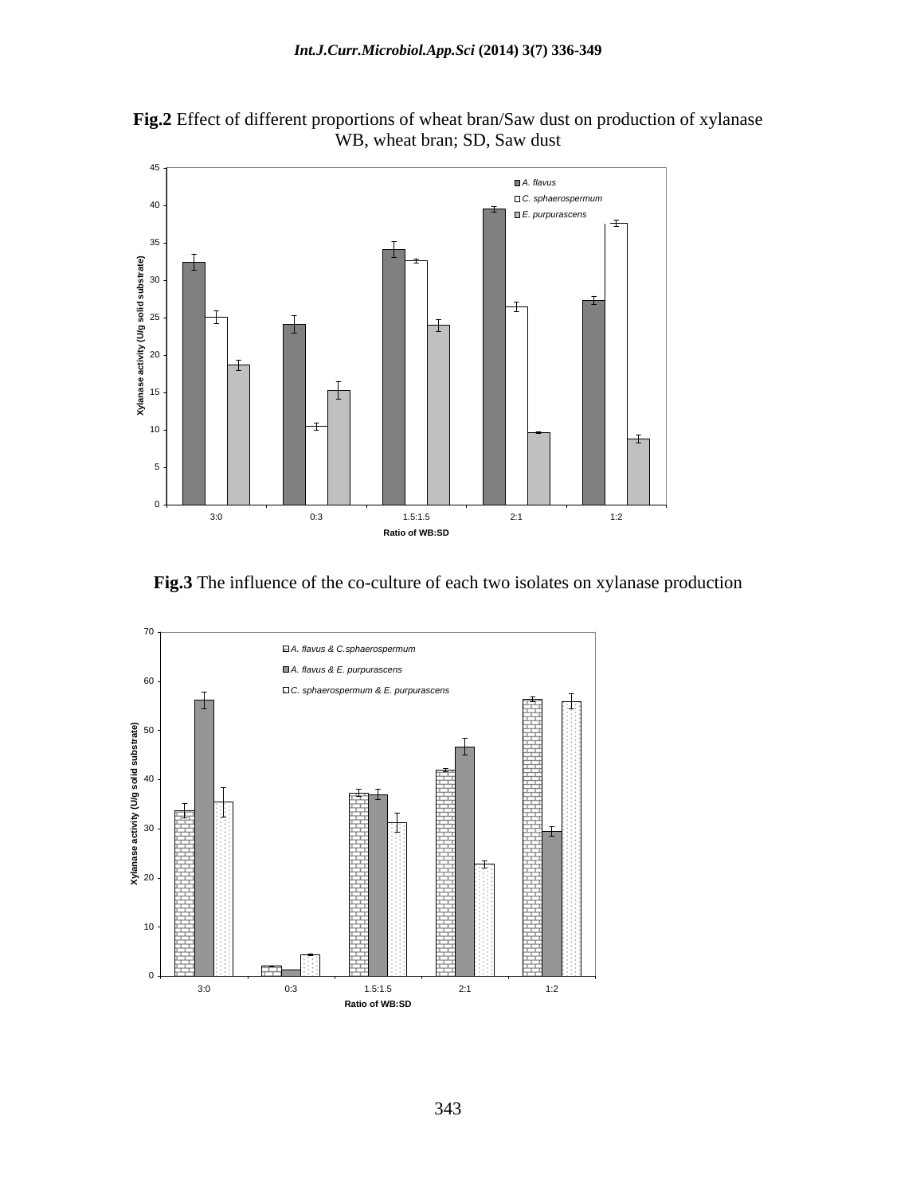**Fig.2** Effect of different proportions of wheat bran/Saw dust on production of xylanase WB, wheat bran; SD, Saw dust

**Fig.3** The influence of the co-culture of each two isolates on xylanase production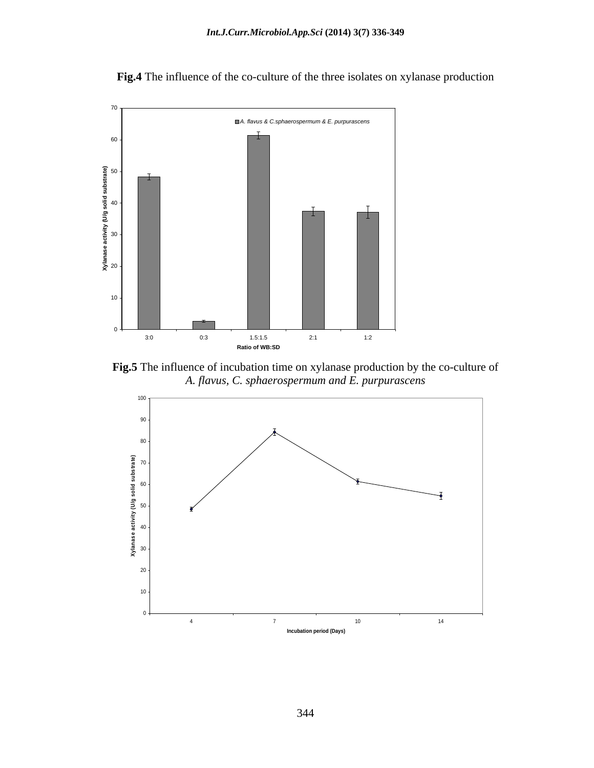**Fig.4** The influence of the co-culture of the three isolates on xylanase production

**Fig.5** The influence of incubation time on xylanase production by the co-culture of *A. flavus, C. sphaerospermum and E. purpurascens*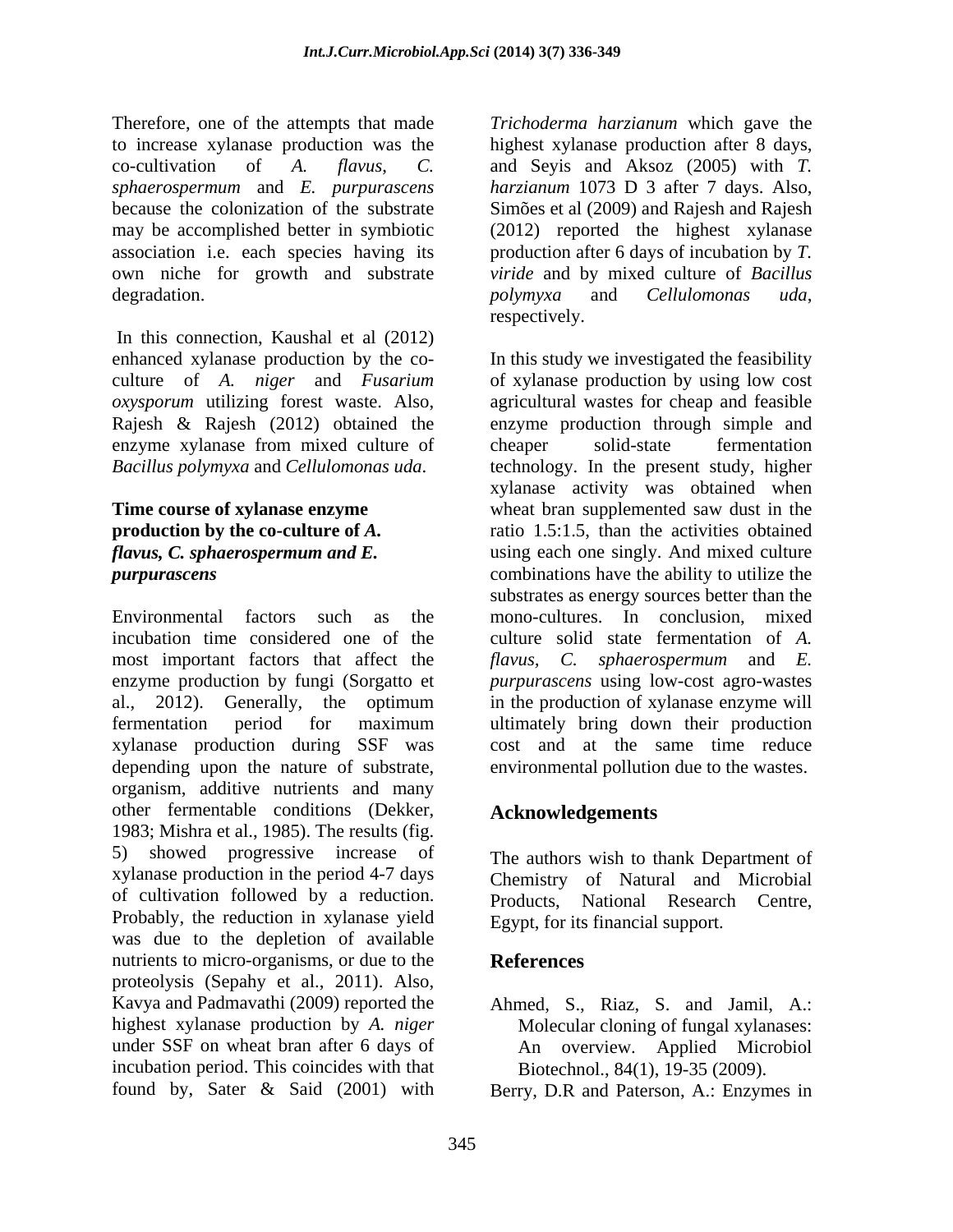Therefore, one of the attempts that made to increase xylanase production was the co-cultivation of *A. flavus*, *C. sphaerospermum* and *E. purpurascens* because the colonization of the substrate may be accomplished better in symbiotic association i.e. each species having its own niche for growth and substrate degradation.

In this connection, Kaushal et al (2012) enhanced xylanase production by the co-culture of *A. niger* and *Fusarium oxysporum* utilizing forest waste. Also, Rajesh & Rajesh (2012) obtained the enzyme xylanase from mixed culture of *Bacillus polymyxa* and *Cellulomonas uda*.

### Time course of xylanase enzyme production by the co-culture of *A. flavus, C. sphaerospermum and E. purpurascens*

Environmental factors such as the incubation time considered one of the most important factors that affect the enzyme production by fungi (Sorgatto et al., 2012). Generally, the optimum fermentation period for maximum xylanase production during SSF was depending upon the nature of substrate, organism, additive nutrients and many other fermentable conditions (Dekker, 1983; Mishra et al., 1985). The results (fig. 5) showed progressive increase of xylanase production in the period 4-7 days of cultivation followed by a reduction. Probably, the reduction in xylanase yield was due to the depletion of available nutrients to micro-organisms, or due to the proteolysis (Sepahy et al., 2011). Also, Kavya and Padmavathi (2009) reported the highest xylanase production by *A. niger* under SSF on wheat bran after 6 days of incubation period. This coincides with that found by, Sater & Said (2001) with *Trichoderma harzianum* which gave the highest xylanase production after 8 days, and Seyis and Aksoz (2005) with *T. harzianum* 1073 D 3 after 7 days. Also, Simões et al (2009) and Rajesh and Rajesh (2012) reported the highest xylanase production after 6 days of incubation by *T. viride* and by mixed culture of *Bacillus polymyxa* and *Cellulomonas uda*, respectively.

In this study we investigated the feasibility of xylanase production by using low cost agricultural wastes for cheap and feasible enzyme production through simple and cheaper solid-state fermentation technology. In the present study, higher xylanase activity was obtained when wheat bran supplemented saw dust in the ratio 1.5:1.5, than the activities obtained using each one singly. And mixed culture combinations have the ability to utilize the substrates as energy sources better than the mono-cultures. In conclusion, mixed culture solid state fermentation of *A. flavus, C. sphaerospermum* and *E. purpurascens* using low-cost agro-wastes in the production of xylanase enzyme will ultimately bring down their production cost and at the same time reduce environmental pollution due to the wastes.

## Acknowledgements

The authors wish to thank Department of Chemistry of Natural and Microbial Products, National Research Centre, Egypt, for its financial support.

## References

Ahmed, S., Riaz, S. and Jamil, A.: Molecular cloning of fungal xylanases: An overview. Applied Microbiol Biotechnol., 84(1), 19-35 (2009).

Berry, D.R and Paterson, A.: Enzymes in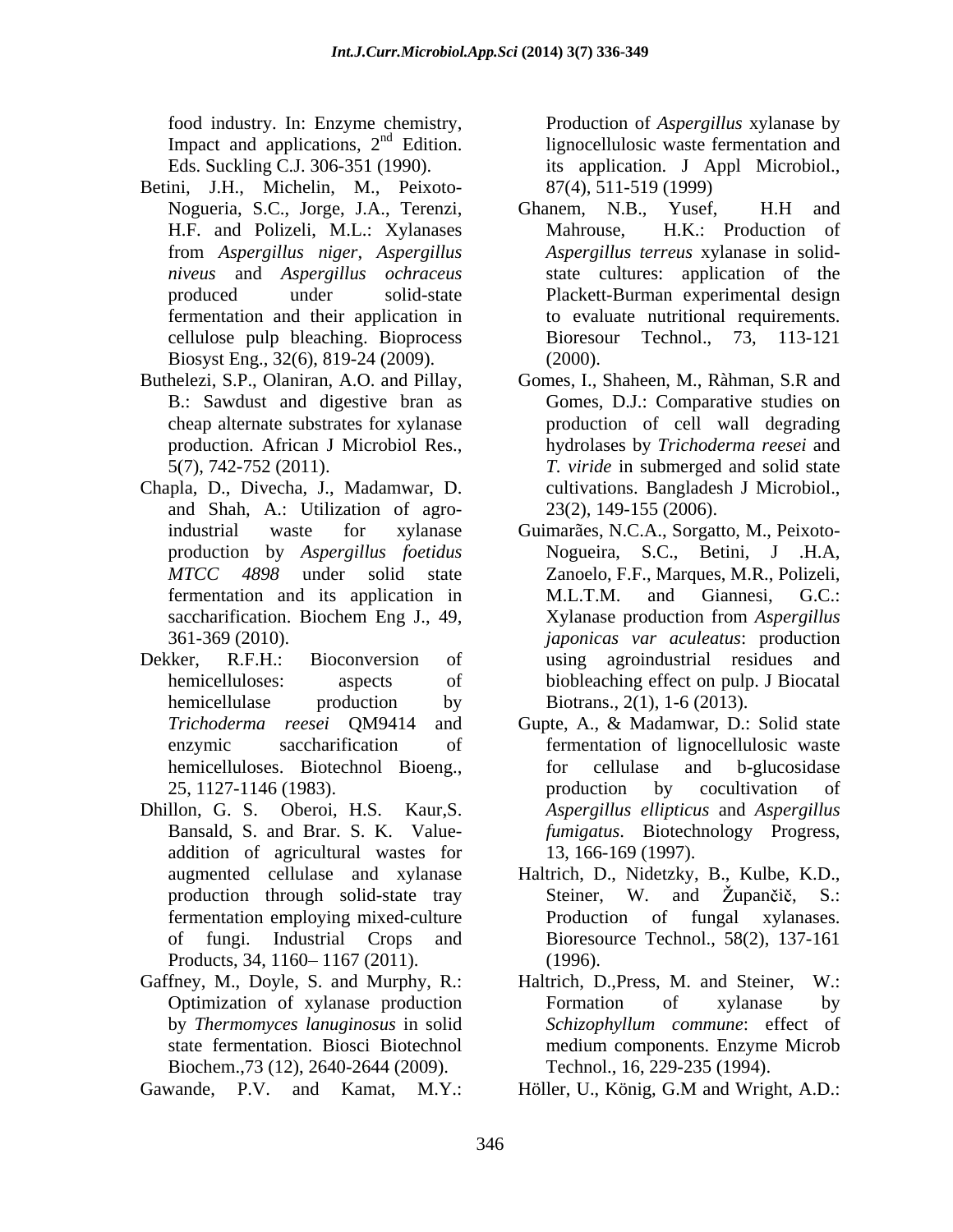food industry. In: Enzyme chemistry, Impact and applications, 2nd Edition. Eds. Suckling C.J. 306-351 (1990).

Betini, J.H., Michelin, M., Peixoto-Nogueria, S.C., Jorge, J.A., Terenzi, H.F. and Polizeli, M.L.: Xylanases from *Aspergillus niger*, *Aspergillus niveus* and *Aspergillus ochraceus* produced under solid-state fermentation and their application in cellulose pulp bleaching. Bioprocess Biosyst Eng., 32(6), 819-24 (2009).

Buthelezi, S.P., Olaniran, A.O. and Pillay, B.: Sawdust and digestive bran as cheap alternate substrates for xylanase production. African J Microbiol Res., 5(7), 742-752 (2011).

Chapla, D., Divecha, J., Madamwar, D. and Shah, A.: Utilization of agro-industrial waste for xylanase production by *Aspergillus foetidus MTCC 4898* under solid state fermentation and its application in saccharification. Biochem Eng J., 49, 361-369 (2010).

Dekker, R.F.H.: Bioconversion of hemicelluloses: aspects of hemicellulase production by *Trichoderma reesei* QM9414 and enzymic saccharification of hemicelluloses. Biotechnol Bioeng., 25, 1127-1146 (1983).

Dhillon, G. S. Oberoi, H.S. Kaur,S. Bansald, S. and Brar. S. K. Value-addition of agricultural wastes for augmented cellulase and xylanase production through solid-state tray fermentation employing mixed-culture of fungi. Industrial Crops and Products, 34, 1160– 1167 (2011).

Gaffney, M., Doyle, S. and Murphy, R.: Optimization of xylanase production by *Thermomyces lanuginosus* in solid state fermentation. Biosci Biotechnol Biochem.,73 (12), 2640-2644 (2009).

Gawande, P.V. and Kamat, M.Y.: Production of *Aspergillus* xylanase by lignocellulosic waste fermentation and its application. J Appl Microbiol., 87(4), 511-519 (1999)

Ghanem, N.B., Yusef, H.H and Mahrouse, H.K.: Production of *Aspergillus terreus* xylanase in solid-state cultures: application of the Plackett-Burman experimental design to evaluate nutritional requirements. Bioresour Technol., 73, 113-121 (2000).

Gomes, I., Shaheen, M., Ràhman, S.R and Gomes, D.J.: Comparative studies on production of cell wall degrading hydrolases by *Trichoderma reesei* and *T. viride* in submerged and solid state cultivations. Bangladesh J Microbiol., 23(2), 149-155 (2006).

Guimarães, N.C.A., Sorgatto, M., Peixoto-Nogueira, S.C., Betini, J .H.A, Zanoelo, F.F., Marques, M.R., Polizeli, M.L.T.M. and Giannesi, G.C.: Xylanase production from *Aspergillus japonicas var aculeatus*: production using agroindustrial residues and biobleaching effect on pulp. J Biocatal Biotrans., 2(1), 1-6 (2013).

Gupte, A., & Madamwar, D.: Solid state fermentation of lignocellulosic waste for cellulase and b-glucosidase production by cocultivation of *Aspergillus ellipticus* and *Aspergillus fumigatus*. Biotechnology Progress, 13, 166-169 (1997).

Haltrich, D., Nidetzky, B., Kulbe, K.D., Steiner, W. and Župančič, S.: Production of fungal xylanases. Bioresource Technol., 58(2), 137-161 (1996).

Haltrich, D.,Press, M. and Steiner, W.: Formation of xylanase by *Schizophyllum commune*: effect of medium components. Enzyme Microb Technol., 16, 229-235 (1994).

Höller, U., König, G.M and Wright, A.D.: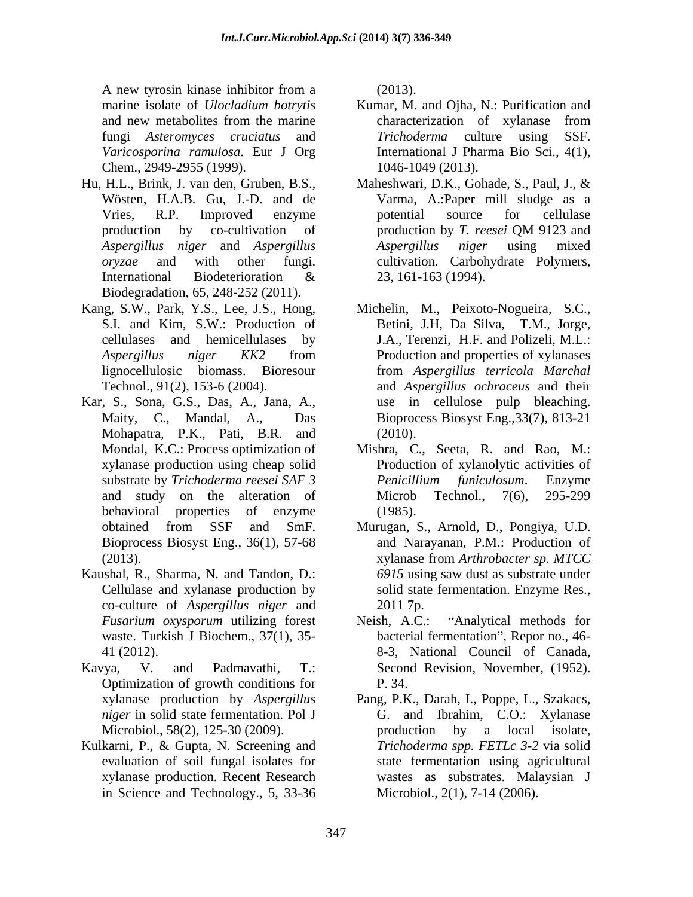A new tyrosin kinase inhibitor from a marine isolate of *Ulocladium botrytis* and new metabolites from the marine fungi *Asteromyces cruciatus* and *Varicosporina ramulosa*. Eur J Org Chem., 2949-2955 (1999).

Hu, H.L., Brink, J. van den, Gruben, B.S., Wösten, H.A.B. Gu, J.-D. and de Vries, R.P. Improved enzyme production by co-cultivation of *Aspergillus niger* and *Aspergillus oryzae* and with other fungi. International Biodeterioration & Biodegradation, 65, 248-252 (2011).

Kang, S.W., Park, Y.S., Lee, J.S., Hong, S.I. and Kim, S.W.: Production of cellulases and hemicellulases by *Aspergillus niger KK2* from lignocellulosic biomass. Bioresour Technol., 91(2), 153-6 (2004).

Kar, S., Sona, G.S., Das, A., Jana, A., Maity, C., Mandal, A., Das Mohapatra, P.K., Pati, B.R. and Mondal, K.C.: Process optimization of xylanase production using cheap solid substrate by *Trichoderma reesei SAF 3* and study on the alteration of behavioral properties of enzyme obtained from SSF and SmF. Bioprocess Biosyst Eng., 36(1), 57-68 (2013).

Kaushal, R., Sharma, N. and Tandon, D.: Cellulase and xylanase production by co-culture of *Aspergillus niger* and *Fusarium oxysporum* utilizing forest waste. Turkish J Biochem., 37(1), 35-41 (2012).

Kavya, V. and Padmavathi, T.: Optimization of growth conditions for xylanase production by *Aspergillus niger* in solid state fermentation. Pol J Microbiol., 58(2), 125-30 (2009).

Kulkarni, P., & Gupta, N. Screening and evaluation of soil fungal isolates for xylanase production. Recent Research in Science and Technology., 5, 33-36 (2013).

Kumar, M. and Ojha, N.: Purification and characterization of xylanase from *Trichoderma* culture using SSF. International J Pharma Bio Sci., 4(1), 1046-1049 (2013).

Maheshwari, D.K., Gohade, S., Paul, J., & Varma, A.:Paper mill sludge as a potential source for cellulase production by *T. reesei* QM 9123 and *Aspergillus niger* using mixed cultivation. Carbohydrate Polymers, 23, 161-163 (1994).

Michelin, M., Peixoto-Nogueira, S.C., Betini, J.H, Da Silva, T.M., Jorge, J.A., Terenzi, H.F. and Polizeli, M.L.: Production and properties of xylanases from *Aspergillus terricola Marchal* and *Aspergillus ochraceus* and their use in cellulose pulp bleaching. Bioprocess Biosyst Eng.,33(7), 813-21 (2010).

Mishra, C., Seeta, R. and Rao, M.: Production of xylanolytic activities of *Penicillium funiculosum*. Enzyme Microb Technol., 7(6), 295-299 (1985).

Murugan, S., Arnold, D., Pongiya, U.D. and Narayanan, P.M.: Production of xylanase from *Arthrobacter sp. MTCC 6915* using saw dust as substrate under solid state fermentation. Enzyme Res., 2011 7p.

Neish, A.C.: "Analytical methods for bacterial fermentation", Repor no., 46-8-3, National Council of Canada, Second Revision, November, (1952). P. 34.

Pang, P.K., Darah, I., Poppe, L., Szakacs, G. and Ibrahim, C.O.: Xylanase production by a local isolate, *Trichoderma spp. FETLc 3-2* via solid state fermentation using agricultural wastes as substrates. Malaysian J Microbiol., 2(1), 7-14 (2006).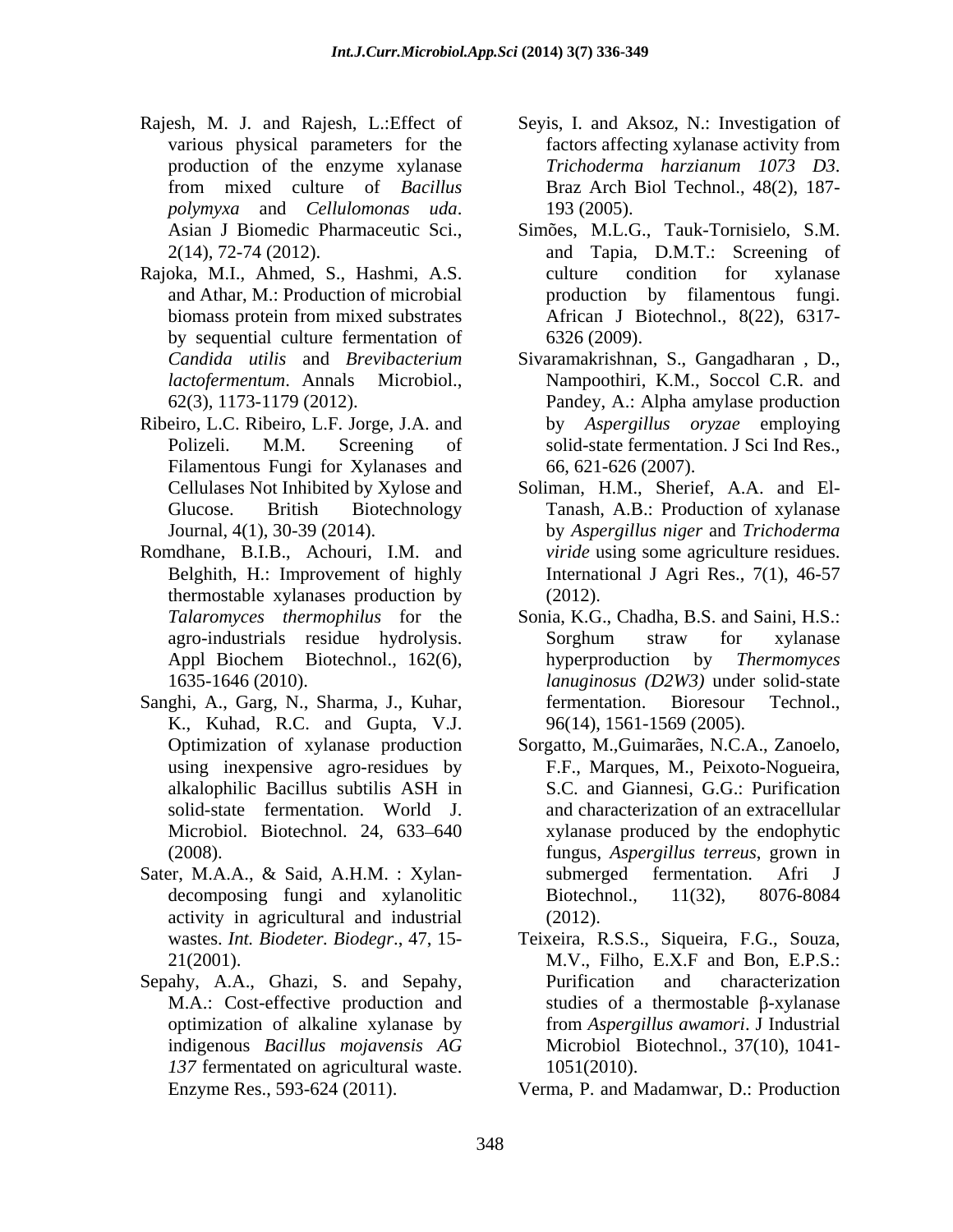Rajesh, M. J. and Rajesh, L.:Effect of various physical parameters for the production of the enzyme xylanase from mixed culture of *Bacillus polymyxa* and *Cellulomonas uda*. Asian J Biomedic Pharmaceutic Sci., 2(14), 72-74 (2012).

Rajoka, M.I., Ahmed, S., Hashmi, A.S. and Athar, M.: Production of microbial biomass protein from mixed substrates by sequential culture fermentation of *Candida utilis* and *Brevibacterium lactofermentum*. Annals Microbiol., 62(3), 1173-1179 (2012).

Ribeiro, L.C. Ribeiro, L.F. Jorge, J.A. and Polizeli. M.M. Screening of Filamentous Fungi for Xylanases and Cellulases Not Inhibited by Xylose and Glucose. British Biotechnology Journal, 4(1), 30-39 (2014).

Romdhane, B.I.B., Achouri, I.M. and Belghith, H.: Improvement of highly thermostable xylanases production by *Talaromyces thermophilus* for the agro-industrials residue hydrolysis. Appl Biochem Biotechnol., 162(6), 1635-1646 (2010).

Sanghi, A., Garg, N., Sharma, J., Kuhar, K., Kuhad, R.C. and Gupta, V.J. Optimization of xylanase production using inexpensive agro-residues by alkalophilic Bacillus subtilis ASH in solid-state fermentation. World J. Microbiol. Biotechnol. 24, 633–640 (2008).

Sater, M.A.A., & Said, A.H.M. : Xylan-decomposing fungi and xylanolitic activity in agricultural and industrial wastes. *Int. Biodeter. Biodegr*., 47, 15-21(2001).

Sepahy, A.A., Ghazi, S. and Sepahy, M.A.: Cost-effective production and optimization of alkaline xylanase by indigenous *Bacillus mojavensis AG 137* fermentated on agricultural waste. Enzyme Res., 593-624 (2011).

Seyis, I. and Aksoz, N.: Investigation of factors affecting xylanase activity from *Trichoderma harzianum 1073 D3*. Braz Arch Biol Technol., 48(2), 187-193 (2005).

Simões, M.L.G., Tauk-Tornisielo, S.M. and Tapia, D.M.T.: Screening of culture condition for xylanase production by filamentous fungi. African J Biotechnol., 8(22), 6317-6326 (2009).

Sivaramakrishnan, S., Gangadharan , D., Nampoothiri, K.M., Soccol C.R. and Pandey, A.: Alpha amylase production by *Aspergillus oryzae* employing solid-state fermentation. J Sci Ind Res., 66, 621-626 (2007).

Soliman, H.M., Sherief, A.A. and El-Tanash, A.B.: Production of xylanase by *Aspergillus niger* and *Trichoderma viride* using some agriculture residues. International J Agri Res., 7(1), 46-57 (2012).

Sonia, K.G., Chadha, B.S. and Saini, H.S.: Sorghum straw for xylanase hyperproduction by *Thermomyces lanuginosus (D2W3)* under solid-state fermentation. Bioresour Technol., 96(14), 1561-1569 (2005).

Sorgatto, M.,Guimarães, N.C.A., Zanoelo, F.F., Marques, M., Peixoto-Nogueira, S.C. and Giannesi, G.G.: Purification and characterization of an extracellular xylanase produced by the endophytic fungus, *Aspergillus terreus*, grown in submerged fermentation. Afri J Biotechnol., 11(32), 8076-8084 (2012).

Teixeira, R.S.S., Siqueira, F.G., Souza, M.V., Filho, E.X.F and Bon, E.P.S.: Purification and characterization studies of a thermostable β-xylanase from *Aspergillus awamori*. J Industrial Microbiol Biotechnol., 37(10), 1041-1051(2010).

Verma, P. and Madamwar, D.: Production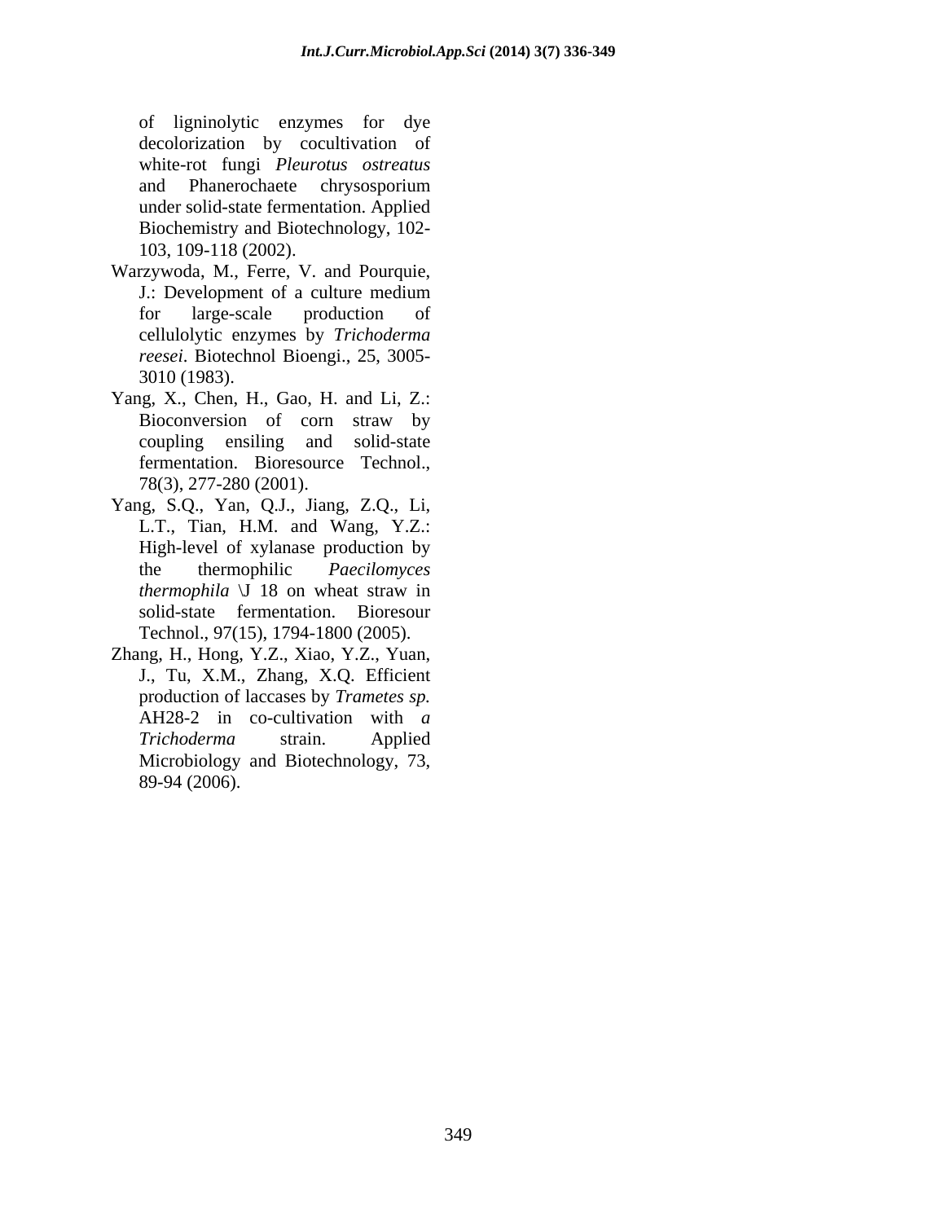of ligninolytic enzymes for dye decolorization by cocultivation of white-rot fungi *Pleurotus ostreatus* and Phanerochaete chrysosporium under solid-state fermentation. Applied Biochemistry and Biotechnology, 102-103, 109-118 (2002).

Warzywoda, M., Ferre, V. and Pourquie, J.: Development of a culture medium for large-scale production of cellulolytic enzymes by *Trichoderma reesei*. Biotechnol Bioengi., 25, 3005-3010 (1983).

Yang, X., Chen, H., Gao, H. and Li, Z.: Bioconversion of corn straw by coupling ensiling and solid-state fermentation. Bioresource Technol., 78(3), 277-280 (2001).

Yang, S.Q., Yan, Q.J., Jiang, Z.Q., Li, L.T., Tian, H.M. and Wang, Y.Z.: High-level of xylanase production by the thermophilic *Paecilomyces thermophila* \J 18 on wheat straw in solid-state fermentation. Bioresour Technol., 97(15), 1794-1800 (2005).

Zhang, H., Hong, Y.Z., Xiao, Y.Z., Yuan, J., Tu, X.M., Zhang, X.Q. Efficient production of laccases by *Trametes sp.* AH28-2 in co-cultivation with *a Trichoderma* strain. Applied Microbiology and Biotechnology, 73, 89-94 (2006).